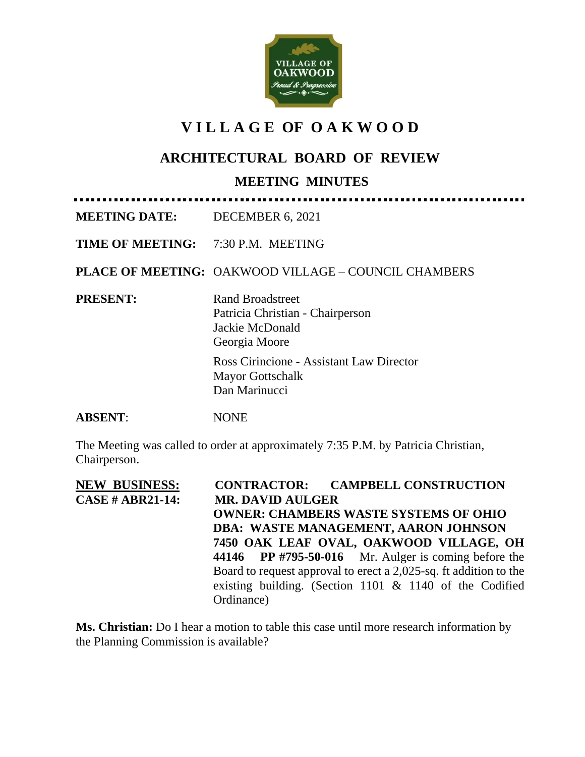# VILLAGE OF OAKWOOD

## ARCHITECTURAL BOARD OF REVIEW

### MEETING MINUTES

**MEETING DATE:** DECEMBER 6, 2021

**TIME OF MEETING:** 7:30 P.M. MEETING

**PLACE OF MEETING:** OAKWOOD VILLAGE – COUNCIL CHAMBERS

**PRESENT:**
Rand Broadstreet
Patricia Christian - Chairperson
Jackie McDonald
Georgia Moore

Ross Cirincione - Assistant Law Director
Mayor Gottschalk
Dan Marinucci

**ABSENT**: NONE

The Meeting was called to order at approximately 7:35 P.M. by Patricia Christian, Chairperson.

**NEW BUSINESS:**
**CASE # ABR21-14:**

**CONTRACTOR: CAMPBELL CONSTRUCTION MR. DAVID AULGER OWNER: CHAMBERS WASTE SYSTEMS OF OHIO DBA: WASTE MANAGEMENT, AARON JOHNSON 7450 OAK LEAF OVAL, OAKWOOD VILLAGE, OH 44146 PP #795-50-016** Mr. Aulger is coming before the Board to request approval to erect a 2,025-sq. ft addition to the existing building. (Section 1101 & 1140 of the Codified Ordinance)

**Ms. Christian:** Do I hear a motion to table this case until more research information by the Planning Commission is available?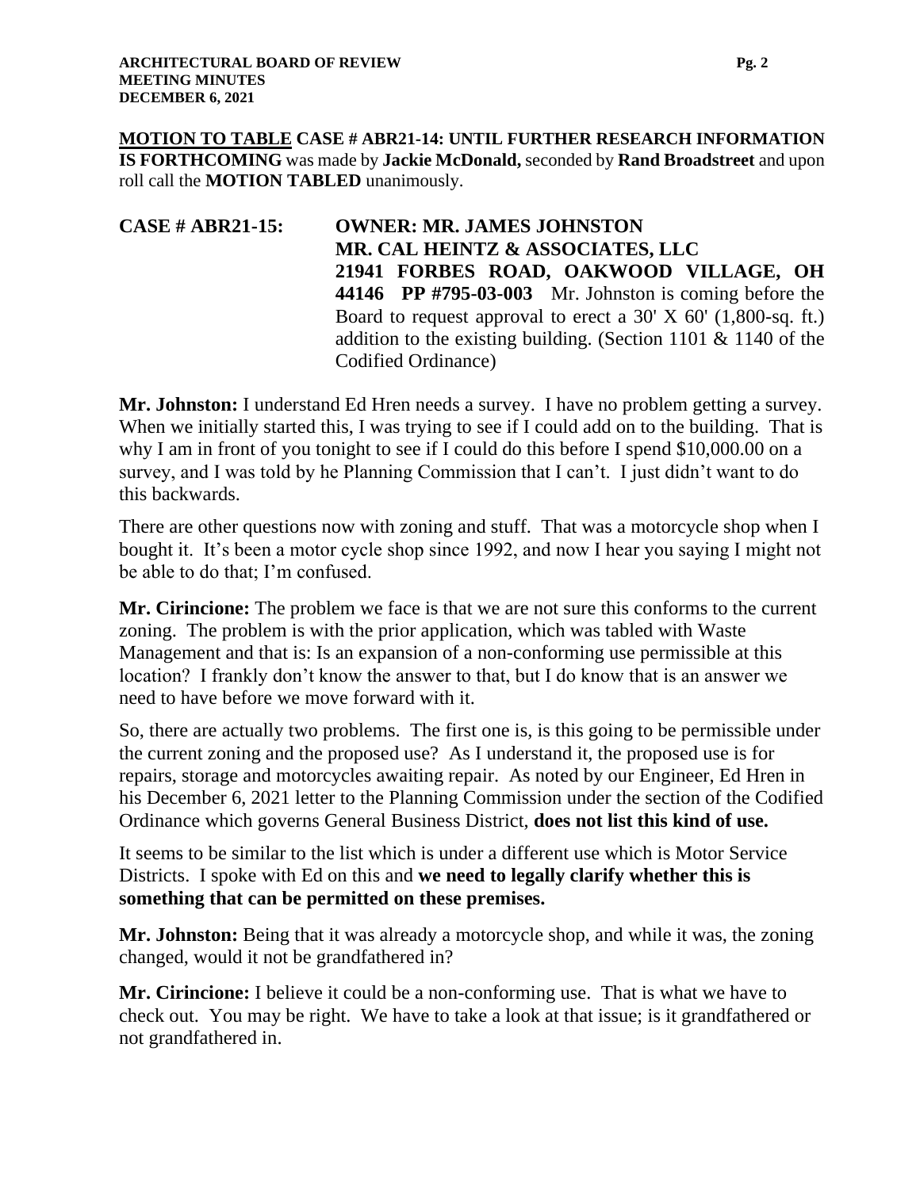**MOTION TO TABLE CASE # ABR21-14: UNTIL FURTHER RESEARCH INFORMATION IS FORTHCOMING** was made by **Jackie McDonald,** seconded by **Rand Broadstreet** and upon roll call the **MOTION TABLED** unanimously.

**CASE # ABR21-15: OWNER: MR. JAMES JOHNSTON MR. CAL HEINTZ & ASSOCIATES, LLC 21941 FORBES ROAD, OAKWOOD VILLAGE, OH 44146 PP #795-03-003** Mr. Johnston is coming before the Board to request approval to erect a 30' X 60' (1,800-sq. ft.) addition to the existing building. (Section 1101 & 1140 of the Codified Ordinance)

**Mr. Johnston:** I understand Ed Hren needs a survey. I have no problem getting a survey. When we initially started this, I was trying to see if I could add on to the building. That is why I am in front of you tonight to see if I could do this before I spend $10,000.00 on a survey, and I was told by he Planning Commission that I can't. I just didn't want to do this backwards.

There are other questions now with zoning and stuff. That was a motorcycle shop when I bought it. It's been a motor cycle shop since 1992, and now I hear you saying I might not be able to do that; I'm confused.

**Mr. Cirincione:** The problem we face is that we are not sure this conforms to the current zoning. The problem is with the prior application, which was tabled with Waste Management and that is: Is an expansion of a non-conforming use permissible at this location? I frankly don't know the answer to that, but I do know that is an answer we need to have before we move forward with it.

So, there are actually two problems. The first one is, is this going to be permissible under the current zoning and the proposed use? As I understand it, the proposed use is for repairs, storage and motorcycles awaiting repair. As noted by our Engineer, Ed Hren in his December 6, 2021 letter to the Planning Commission under the section of the Codified Ordinance which governs General Business District, **does not list this kind of use.**

It seems to be similar to the list which is under a different use which is Motor Service Districts. I spoke with Ed on this and **we need to legally clarify whether this is something that can be permitted on these premises.**

**Mr. Johnston:** Being that it was already a motorcycle shop, and while it was, the zoning changed, would it not be grandfathered in?

**Mr. Cirincione:** I believe it could be a non-conforming use. That is what we have to check out. You may be right. We have to take a look at that issue; is it grandfathered or not grandfathered in.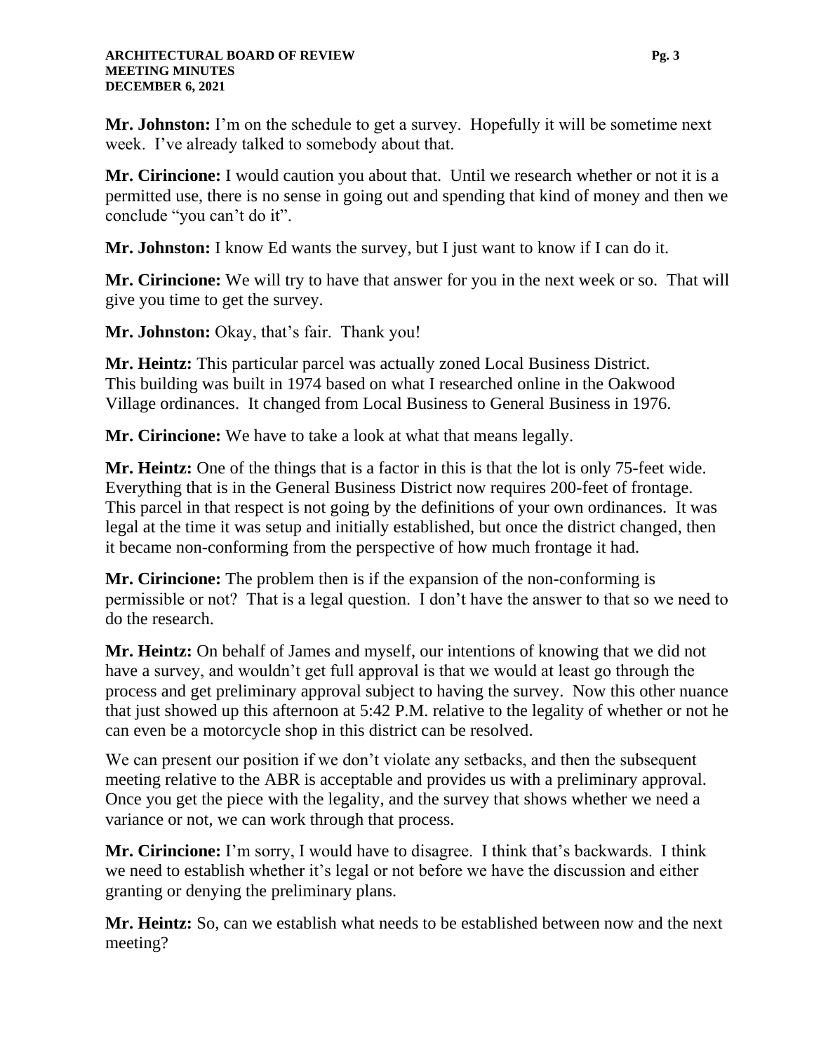**Mr. Johnston:** I'm on the schedule to get a survey. Hopefully it will be sometime next week. I've already talked to somebody about that.

**Mr. Cirincione:** I would caution you about that. Until we research whether or not it is a permitted use, there is no sense in going out and spending that kind of money and then we conclude "you can't do it".

**Mr. Johnston:** I know Ed wants the survey, but I just want to know if I can do it.

**Mr. Cirincione:** We will try to have that answer for you in the next week or so. That will give you time to get the survey.

**Mr. Johnston:** Okay, that's fair. Thank you!

**Mr. Heintz:** This particular parcel was actually zoned Local Business District. This building was built in 1974 based on what I researched online in the Oakwood Village ordinances. It changed from Local Business to General Business in 1976.

**Mr. Cirincione:** We have to take a look at what that means legally.

**Mr. Heintz:** One of the things that is a factor in this is that the lot is only 75-feet wide. Everything that is in the General Business District now requires 200-feet of frontage. This parcel in that respect is not going by the definitions of your own ordinances. It was legal at the time it was setup and initially established, but once the district changed, then it became non-conforming from the perspective of how much frontage it had.

**Mr. Cirincione:** The problem then is if the expansion of the non-conforming is permissible or not? That is a legal question. I don't have the answer to that so we need to do the research.

**Mr. Heintz:** On behalf of James and myself, our intentions of knowing that we did not have a survey, and wouldn't get full approval is that we would at least go through the process and get preliminary approval subject to having the survey. Now this other nuance that just showed up this afternoon at 5:42 P.M. relative to the legality of whether or not he can even be a motorcycle shop in this district can be resolved.

We can present our position if we don't violate any setbacks, and then the subsequent meeting relative to the ABR is acceptable and provides us with a preliminary approval. Once you get the piece with the legality, and the survey that shows whether we need a variance or not, we can work through that process.

**Mr. Cirincione:** I'm sorry, I would have to disagree. I think that's backwards. I think we need to establish whether it's legal or not before we have the discussion and either granting or denying the preliminary plans.

**Mr. Heintz:** So, can we establish what needs to be established between now and the next meeting?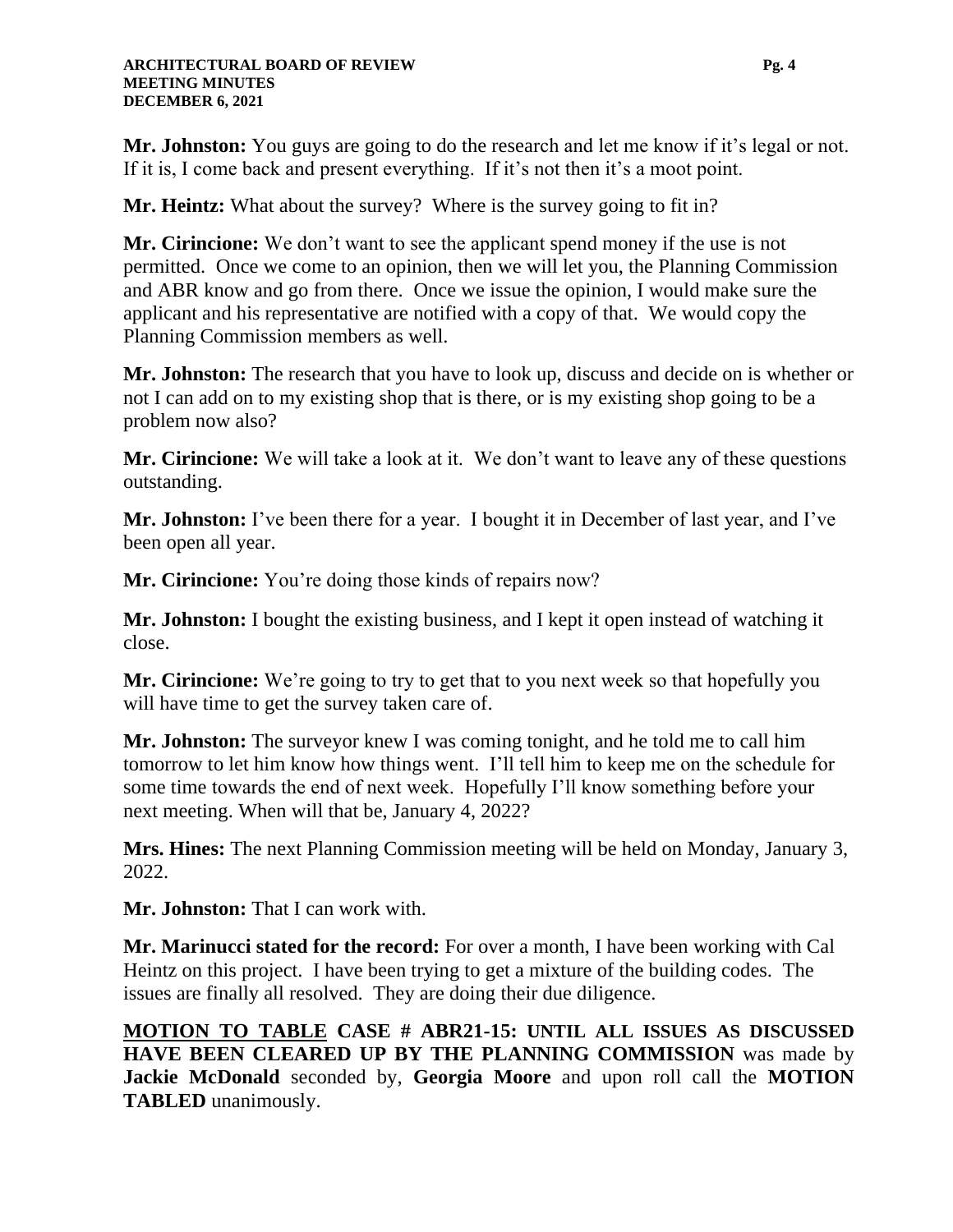**Mr. Johnston:** You guys are going to do the research and let me know if it's legal or not. If it is, I come back and present everything. If it's not then it's a moot point.

**Mr. Heintz:** What about the survey? Where is the survey going to fit in?

**Mr. Cirincione:** We don't want to see the applicant spend money if the use is not permitted. Once we come to an opinion, then we will let you, the Planning Commission and ABR know and go from there. Once we issue the opinion, I would make sure the applicant and his representative are notified with a copy of that. We would copy the Planning Commission members as well.

**Mr. Johnston:** The research that you have to look up, discuss and decide on is whether or not I can add on to my existing shop that is there, or is my existing shop going to be a problem now also?

**Mr. Cirincione:** We will take a look at it. We don't want to leave any of these questions outstanding.

**Mr. Johnston:** I've been there for a year. I bought it in December of last year, and I've been open all year.

**Mr. Cirincione:** You're doing those kinds of repairs now?

**Mr. Johnston:** I bought the existing business, and I kept it open instead of watching it close.

**Mr. Cirincione:** We're going to try to get that to you next week so that hopefully you will have time to get the survey taken care of.

**Mr. Johnston:** The surveyor knew I was coming tonight, and he told me to call him tomorrow to let him know how things went. I'll tell him to keep me on the schedule for some time towards the end of next week. Hopefully I'll know something before your next meeting. When will that be, January 4, 2022?

**Mrs. Hines:** The next Planning Commission meeting will be held on Monday, January 3, 2022.

**Mr. Johnston:** That I can work with.

**Mr. Marinucci stated for the record:** For over a month, I have been working with Cal Heintz on this project. I have been trying to get a mixture of the building codes. The issues are finally all resolved. They are doing their due diligence.

**MOTION TO TABLE CASE # ABR21-15: UNTIL ALL ISSUES AS DISCUSSED HAVE BEEN CLEARED UP BY THE PLANNING COMMISSION** was made by **Jackie McDonald** seconded by, **Georgia Moore** and upon roll call the **MOTION TABLED** unanimously.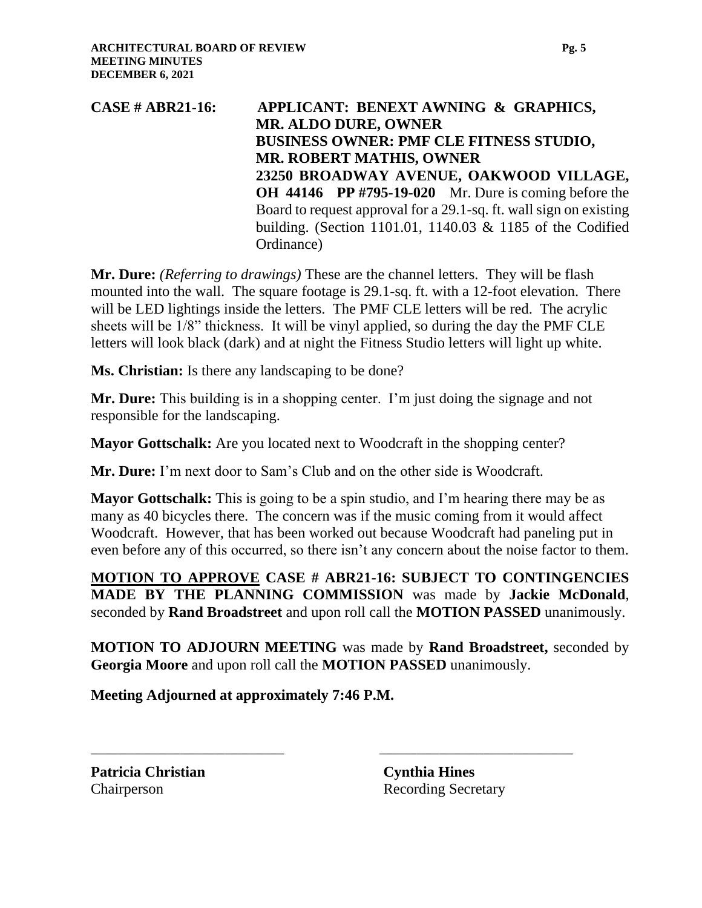**CASE # ABR21-16: APPLICANT: BENEXT AWNING & GRAPHICS, MR. ALDO DURE, OWNER BUSINESS OWNER: PMF CLE FITNESS STUDIO, MR. ROBERT MATHIS, OWNER 23250 BROADWAY AVENUE, OAKWOOD VILLAGE, OH 44146 PP #795-19-020** Mr. Dure is coming before the Board to request approval for a 29.1-sq. ft. wall sign on existing building. (Section 1101.01, 1140.03 & 1185 of the Codified Ordinance)

**Mr. Dure:** *(Referring to drawings)* These are the channel letters. They will be flash mounted into the wall. The square footage is 29.1-sq. ft. with a 12-foot elevation. There will be LED lightings inside the letters. The PMF CLE letters will be red. The acrylic sheets will be 1/8" thickness. It will be vinyl applied, so during the day the PMF CLE letters will look black (dark) and at night the Fitness Studio letters will light up white.

**Ms. Christian:** Is there any landscaping to be done?

**Mr. Dure:** This building is in a shopping center. I'm just doing the signage and not responsible for the landscaping.

**Mayor Gottschalk:** Are you located next to Woodcraft in the shopping center?

**Mr. Dure:** I'm next door to Sam's Club and on the other side is Woodcraft.

**Mayor Gottschalk:** This is going to be a spin studio, and I'm hearing there may be as many as 40 bicycles there. The concern was if the music coming from it would affect Woodcraft. However, that has been worked out because Woodcraft had paneling put in even before any of this occurred, so there isn't any concern about the noise factor to them.

**MOTION TO APPROVE CASE # ABR21-16: SUBJECT TO CONTINGENCIES MADE BY THE PLANNING COMMISSION** was made by **Jackie McDonald**, seconded by **Rand Broadstreet** and upon roll call the **MOTION PASSED** unanimously.

**MOTION TO ADJOURN MEETING** was made by **Rand Broadstreet,** seconded by **Georgia Moore** and upon roll call the **MOTION PASSED** unanimously.

**Meeting Adjourned at approximately 7:46 P.M.**

\_\_\_\_\_\_\_\_\_\_\_\_\_\_\_\_\_\_\_\_\_\_\_\_\_\_\_\_

**Patricia Christian**
Chairperson

\_\_\_\_\_\_\_\_\_\_\_\_\_\_\_\_\_\_\_\_\_\_\_\_\_\_\_\_

**Cynthia Hines**
Recording Secretary